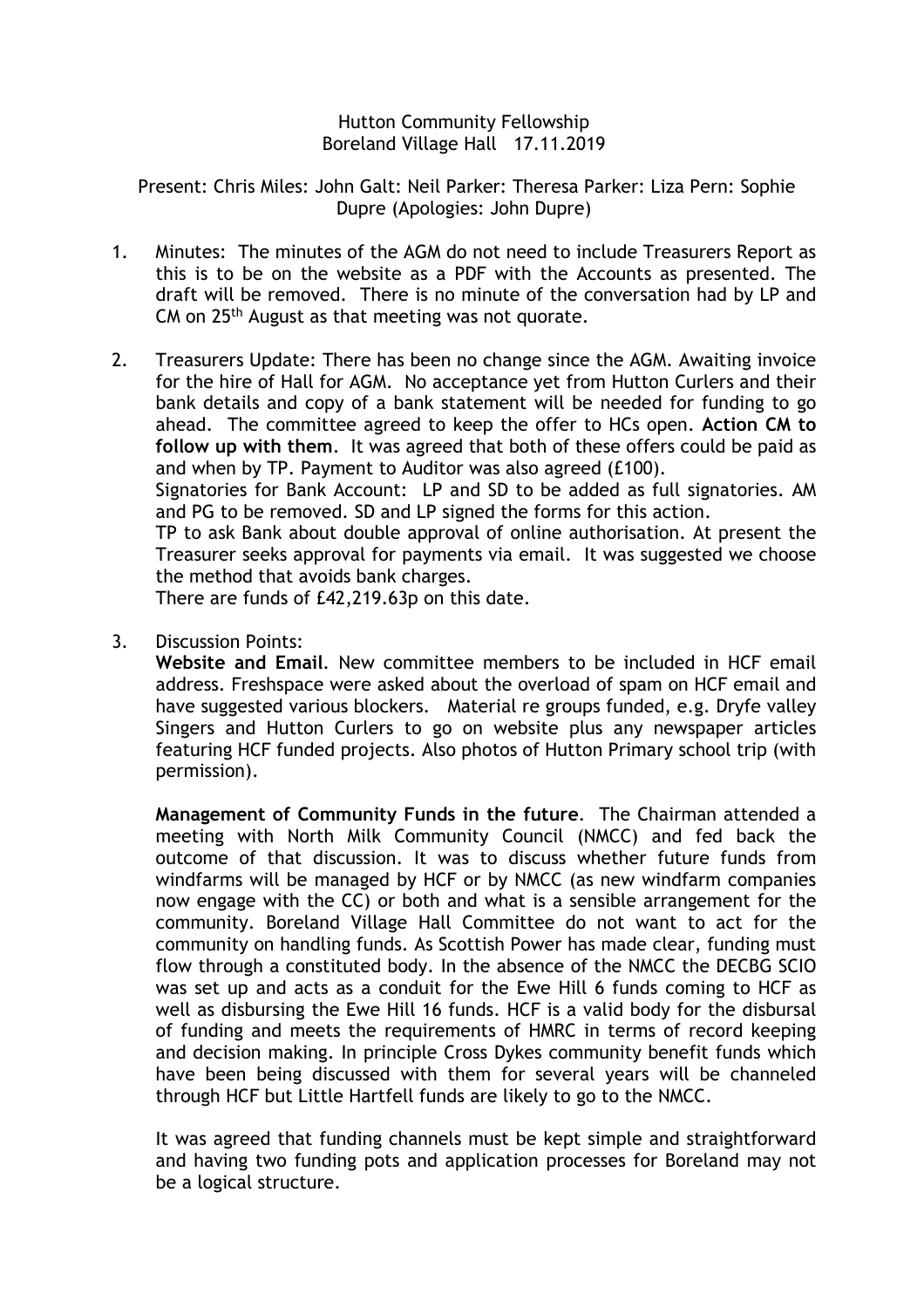Hutton Community Fellowship
Boreland Village Hall 17.11.2019

Present: Chris Miles: John Galt: Neil Parker: Theresa Parker: Liza Pern: Sophie Dupre (Apologies: John Dupre)

1. Minutes: The minutes of the AGM do not need to include Treasurers Report as this is to be on the website as a PDF with the Accounts as presented. The draft will be removed. There is no minute of the conversation had by LP and CM on 25th August as that meeting was not quorate.

2. Treasurers Update: There has been no change since the AGM. Awaiting invoice for the hire of Hall for AGM. No acceptance yet from Hutton Curlers and their bank details and copy of a bank statement will be needed for funding to go ahead. The committee agreed to keep the offer to HCs open. **Action CM to follow up with them**. It was agreed that both of these offers could be paid as and when by TP. Payment to Auditor was also agreed (£100).

   Signatories for Bank Account: LP and SD to be added as full signatories. AM and PG to be removed. SD and LP signed the forms for this action.

   TP to ask Bank about double approval of online authorisation. At present the Treasurer seeks approval for payments via email. It was suggested we choose the method that avoids bank charges.

   There are funds of £42,219.63p on this date.

3. Discussion Points:

   **Website and Email**. New committee members to be included in HCF email address. Freshspace were asked about the overload of spam on HCF email and have suggested various blockers. Material re groups funded, e.g. Dryfe valley Singers and Hutton Curlers to go on website plus any newspaper articles featuring HCF funded projects. Also photos of Hutton Primary school trip (with permission).

   **Management of Community Funds in the future**. The Chairman attended a meeting with North Milk Community Council (NMCC) and fed back the outcome of that discussion. It was to discuss whether future funds from windfarms will be managed by HCF or by NMCC (as new windfarm companies now engage with the CC) or both and what is a sensible arrangement for the community. Boreland Village Hall Committee do not want to act for the community on handling funds. As Scottish Power has made clear, funding must flow through a constituted body. In the absence of the NMCC the DECBG SCIO was set up and acts as a conduit for the Ewe Hill 6 funds coming to HCF as well as disbursing the Ewe Hill 16 funds. HCF is a valid body for the disbursal of funding and meets the requirements of HMRC in terms of record keeping and decision making. In principle Cross Dykes community benefit funds which have been being discussed with them for several years will be channeled through HCF but Little Hartfell funds are likely to go to the NMCC.

   It was agreed that funding channels must be kept simple and straightforward and having two funding pots and application processes for Boreland may not be a logical structure.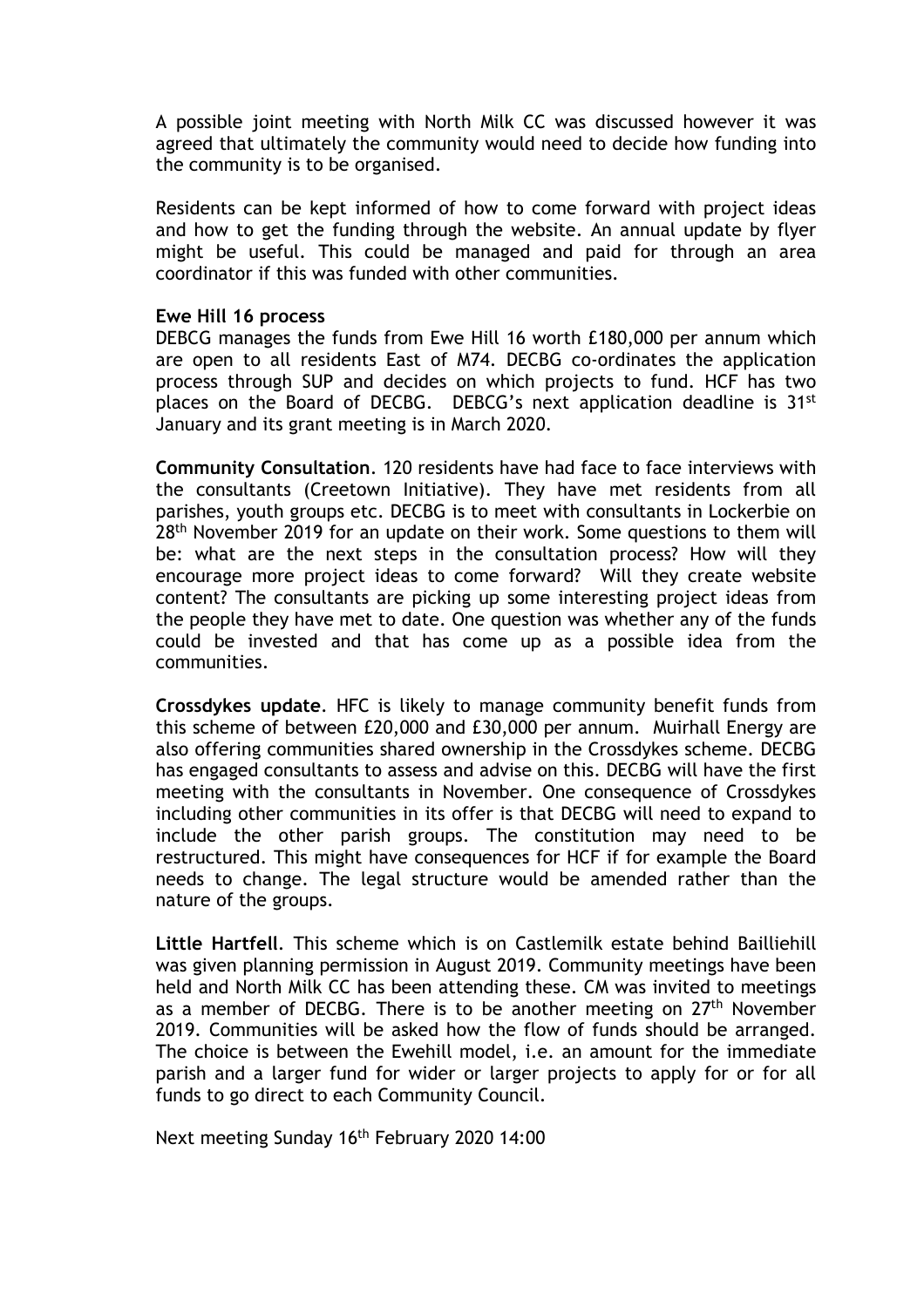A possible joint meeting with North Milk CC was discussed however it was agreed that ultimately the community would need to decide how funding into the community is to be organised.

Residents can be kept informed of how to come forward with project ideas and how to get the funding through the website. An annual update by flyer might be useful. This could be managed and paid for through an area coordinator if this was funded with other communities.

**Ewe Hill 16 process**
DEBCG manages the funds from Ewe Hill 16 worth £180,000 per annum which are open to all residents East of M74. DECBG co-ordinates the application process through SUP and decides on which projects to fund. HCF has two places on the Board of DECBG. DEBCG's next application deadline is 31st January and its grant meeting is in March 2020.

**Community Consultation**. 120 residents have had face to face interviews with the consultants (Creetown Initiative). They have met residents from all parishes, youth groups etc. DECBG is to meet with consultants in Lockerbie on 28th November 2019 for an update on their work. Some questions to them will be: what are the next steps in the consultation process? How will they encourage more project ideas to come forward? Will they create website content? The consultants are picking up some interesting project ideas from the people they have met to date. One question was whether any of the funds could be invested and that has come up as a possible idea from the communities.

**Crossdykes update**. HFC is likely to manage community benefit funds from this scheme of between £20,000 and £30,000 per annum. Muirhall Energy are also offering communities shared ownership in the Crossdykes scheme. DECBG has engaged consultants to assess and advise on this. DECBG will have the first meeting with the consultants in November. One consequence of Crossdykes including other communities in its offer is that DECBG will need to expand to include the other parish groups. The constitution may need to be restructured. This might have consequences for HCF if for example the Board needs to change. The legal structure would be amended rather than the nature of the groups.

**Little Hartfell**. This scheme which is on Castlemilk estate behind Bailliehill was given planning permission in August 2019. Community meetings have been held and North Milk CC has been attending these. CM was invited to meetings as a member of DECBG. There is to be another meeting on 27th November 2019. Communities will be asked how the flow of funds should be arranged. The choice is between the Ewehill model, i.e. an amount for the immediate parish and a larger fund for wider or larger projects to apply for or for all funds to go direct to each Community Council.

Next meeting Sunday 16th February 2020 14:00